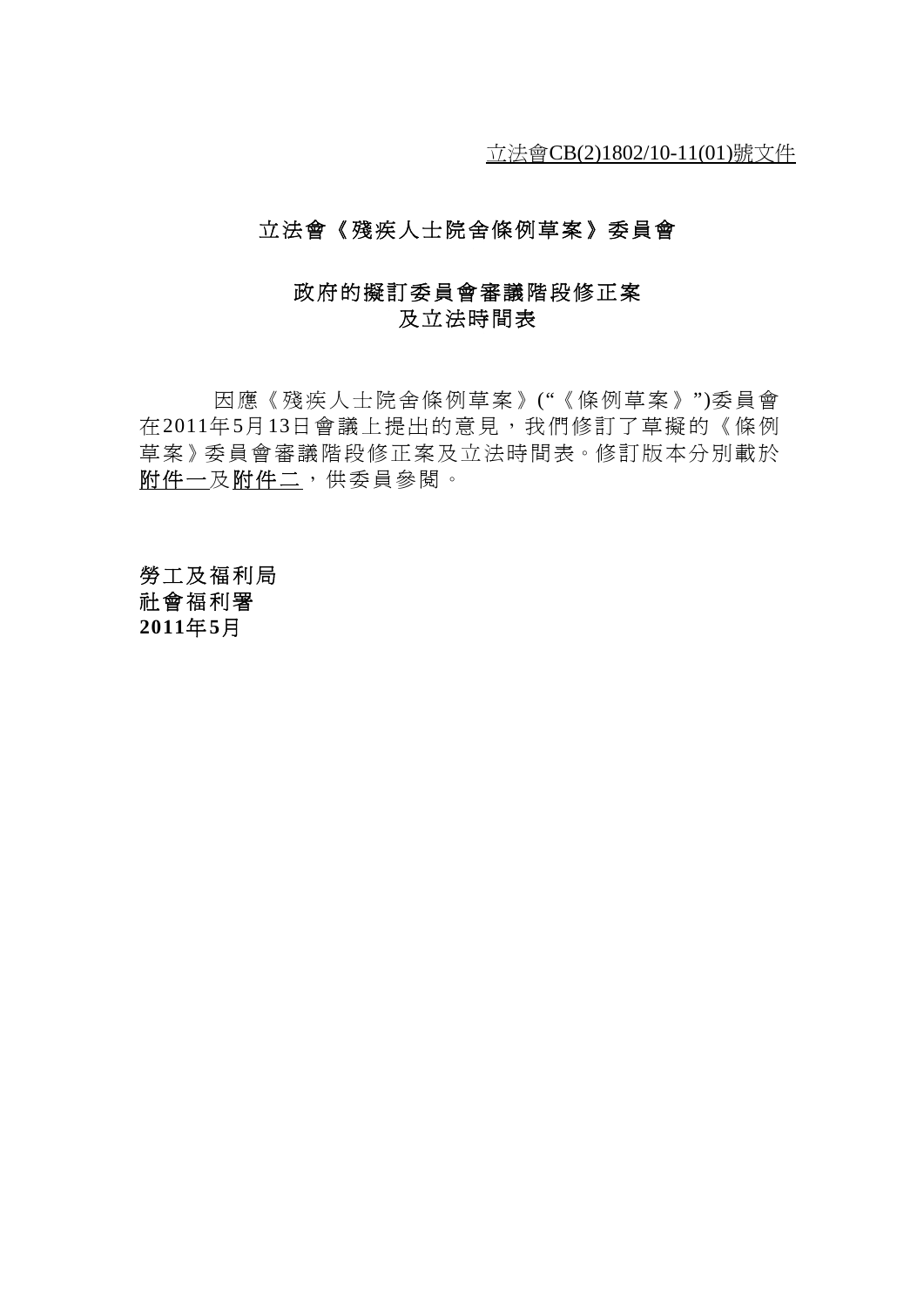立法會CB(2)1802/10-11(01)號文件

# 立法會《殘疾人士院舍條例草案》委員會

## 政府的擬訂委員會審議階段修正案
## 及立法時間表

因應《殘疾人士院舍條例草案》("《條例草案》")委員會在2011年5月13日會議上提出的意見，我們修訂了草擬的《條例草案》委員會審議階段修正案及立法時間表。修訂版本分別載於附件一及附件二，供委員參閱。

勞工及福利局
社會福利署
**2011年5月**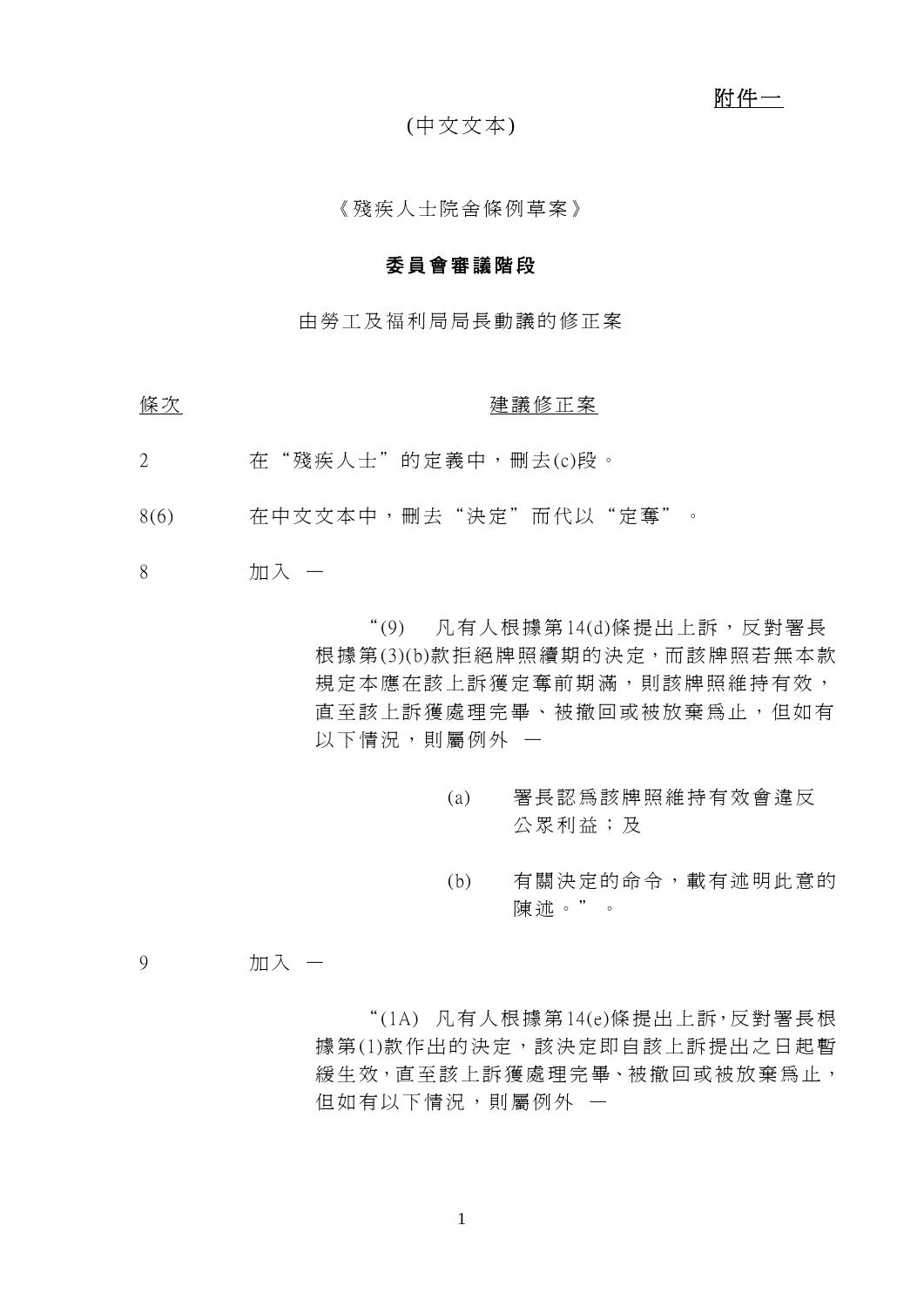附件一

(中文文本)

《殘疾人士院舍條例草案》

**委員會審議階段**

由勞工及福利局局長動議的修正案

| 條次 | 建議修正案 |
|---|---|
| 2 | 在“殘疾人士”的定義中，刪去(c)段。 |
| 8(6) | 在中文文本中，刪去“決定”而代以“定奪”。 |
| 8 | 加入 — |

“(9) 凡有人根據第14(d)條提出上訴，反對署長根據第(3)(b)款拒絕牌照續期的決定，而該牌照若無本款規定本應在該上訴獲定奪前期滿，則該牌照維持有效，直至該上訴獲處理完畢、被撤回或被放棄為止，但如有以下情況，則屬例外 —

(a) 署長認為該牌照維持有效會違反公眾利益；及

(b) 有關決定的命令，載有述明此意的陳述。”。

| 條次 | 建議修正案 |
|---|---|
| 9 | 加入 — |

“(1A) 凡有人根據第14(e)條提出上訴，反對署長根據第(1)款作出的決定，該決定即自該上訴提出之日起暫緩生效，直至該上訴獲處理完畢、被撤回或被放棄為止，但如有以下情況，則屬例外 —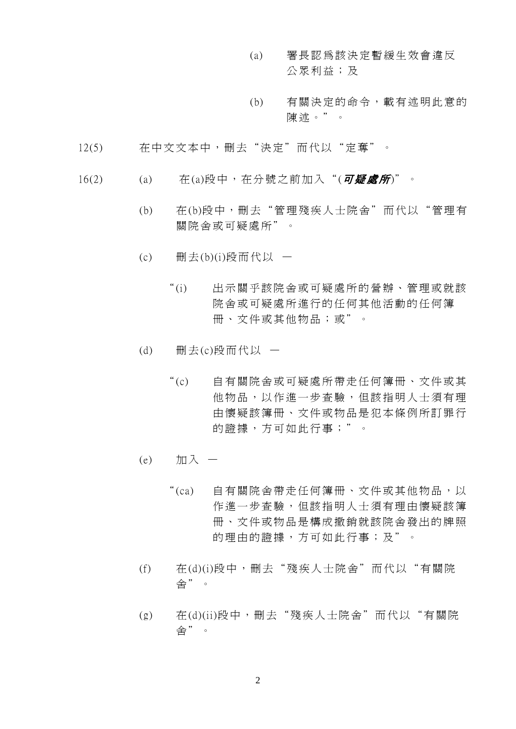(a) 署長認為該決定暫緩生效會違反公眾利益；及

(b) 有關決定的命令，載有述明此意的陳述。”。

12(5) 在中文文本中，刪去“決定”而代以“定奪”。

16(2) (a) 在(a)段中，在分號之前加入“(***可疑處所***)”。

(b) 在(b)段中，刪去“管理殘疾人士院舍”而代以“管理有關院舍或可疑處所”。

(c) 刪去(b)(i)段而代以 —

“(i) 出示關乎該院舍或可疑處所的營辦、管理或就該院舍或可疑處所進行的任何其他活動的任何簿冊、文件或其他物品；或”。

(d) 刪去(c)段而代以 —

“(c) 自有關院舍或可疑處所帶走任何簿冊、文件或其他物品，以作進一步查驗，但該指明人士須有理由懷疑該簿冊、文件或物品是犯本條例所訂罪行的證據，方可如此行事；”。

(e) 加入 —

“(ca) 自有關院舍帶走任何簿冊、文件或其他物品，以作進一步查驗，但該指明人士須有理由懷疑該簿冊、文件或物品是構成撤銷就該院舍發出的牌照的理由的證據，方可如此行事；及”。

(f) 在(d)(i)段中，刪去“殘疾人士院舍”而代以“有關院舍”。

(g) 在(d)(ii)段中，刪去“殘疾人士院舍”而代以“有關院舍”。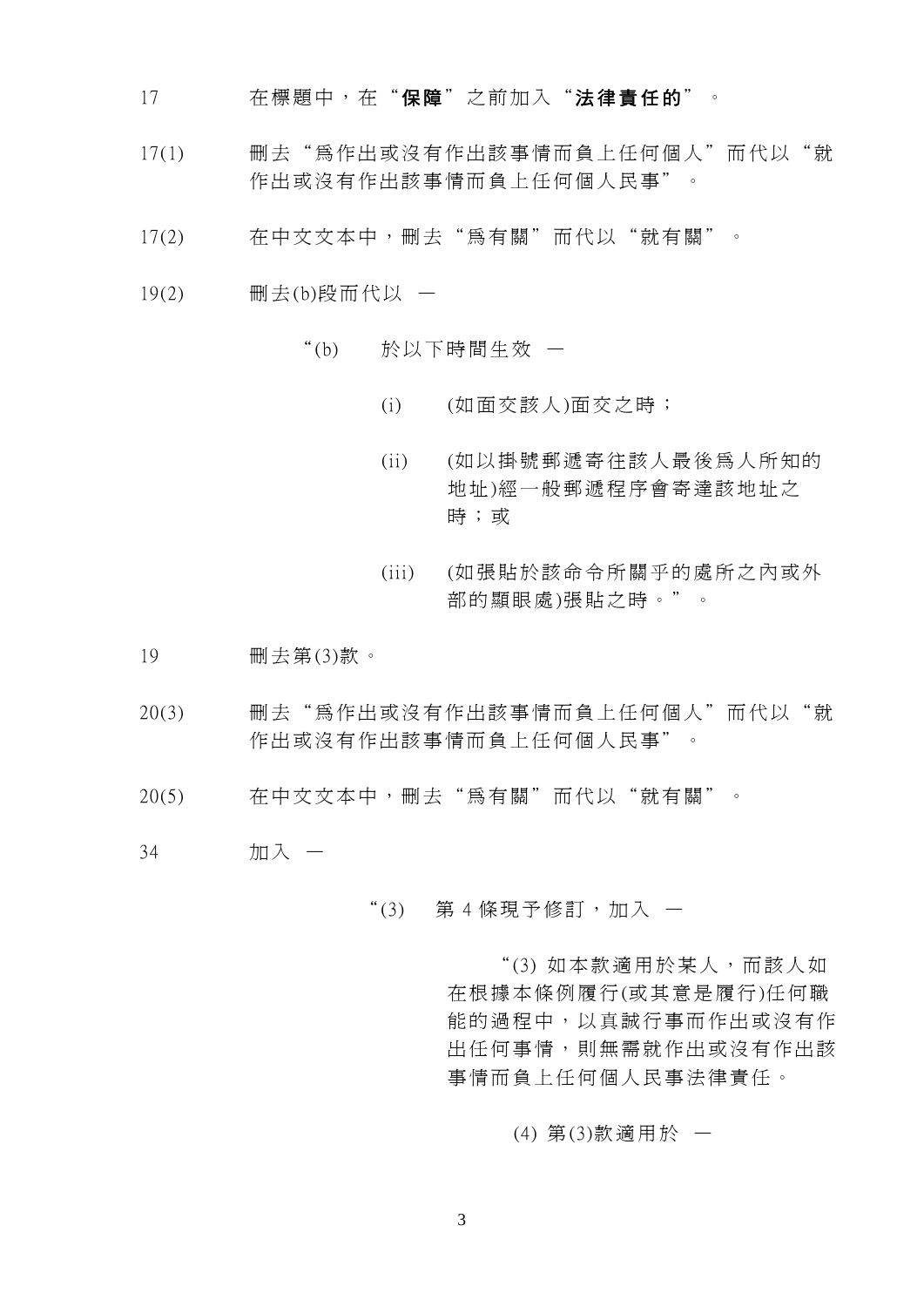| | |
|---|---|
| 17 | 在標題中，在“**保障**”之前加入“**法律責任的**”。 |
| 17(1) | 刪去“爲作出或沒有作出該事情而負上任何個人”而代以“就作出或沒有作出該事情而負上任何個人民事”。 |
| 17(2) | 在中文文本中，刪去“爲有關”而代以“就有關”。 |
| 19(2) | 刪去(b)段而代以 — |

“(b) 於以下時間生效 —

(i) (如面交該人)面交之時；

(ii) (如以掛號郵遞寄往該人最後爲人所知的地址)經一般郵遞程序會寄達該地址之時；或

(iii) (如張貼於該命令所關乎的處所之內或外部的顯眼處)張貼之時。”。

| | |
|---|---|
| 19 | 刪去第(3)款。 |
| 20(3) | 刪去“爲作出或沒有作出該事情而負上任何個人”而代以“就作出或沒有作出該事情而負上任何個人民事”。 |
| 20(5) | 在中文文本中，刪去“爲有關”而代以“就有關”。 |
| 34 | 加入 — |

“(3) 第 4 條現予修訂，加入 —

“(3) 如本款適用於某人，而該人如在根據本條例履行(或其意是履行)任何職能的過程中，以真誠行事而作出或沒有作出任何事情，則無需就作出或沒有作出該事情而負上任何個人民事法律責任。

(4) 第(3)款適用於 —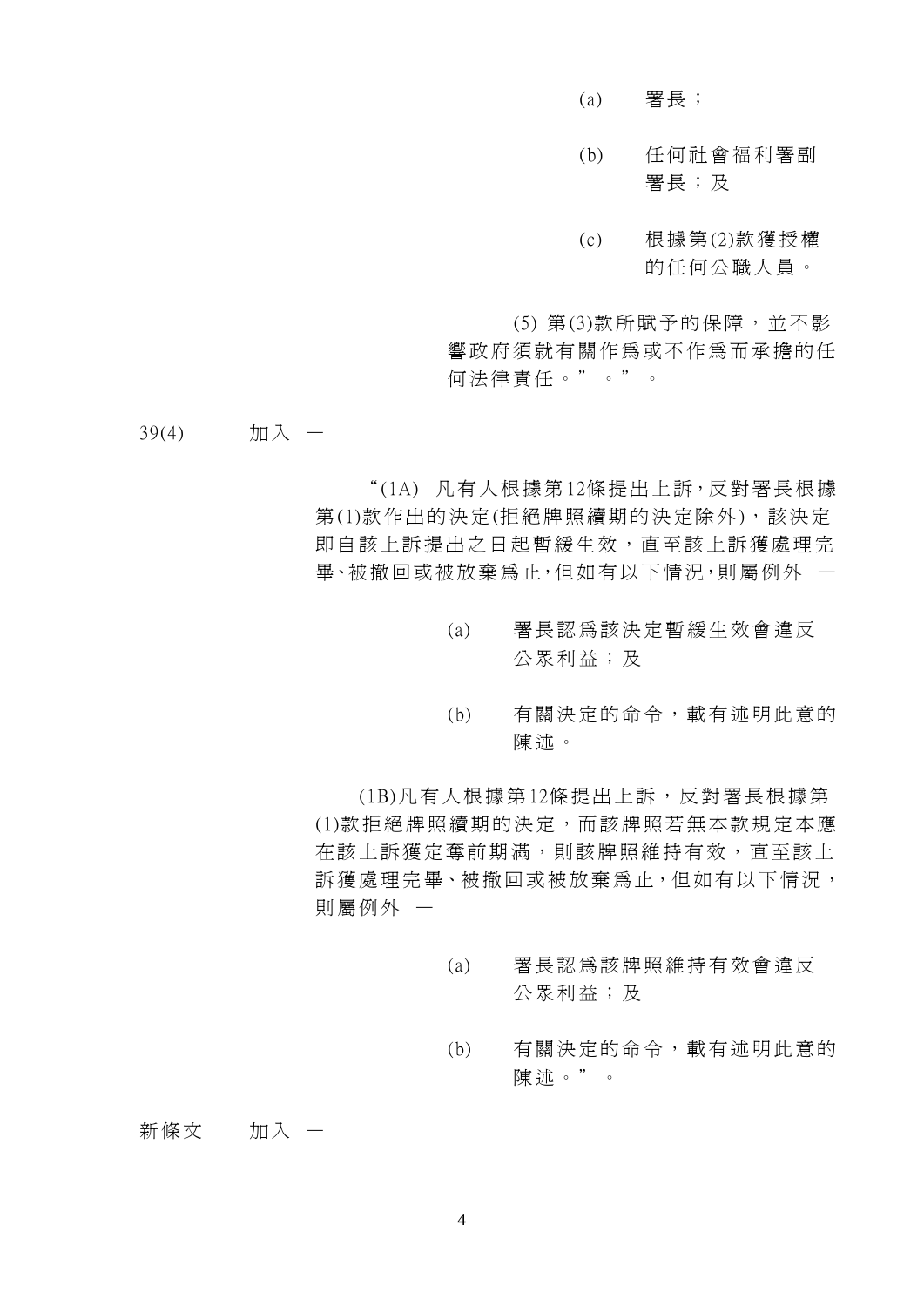(a) 署長；

(b) 任何社會福利署副署長；及

(c) 根據第(2)款獲授權的任何公職人員。

(5) 第(3)款所賦予的保障，並不影響政府須就有關作爲或不作爲而承擔的任何法律責任。”。”。

39(4)　　加入 —

“(1A) 凡有人根據第12條提出上訴，反對署長根據第(1)款作出的決定(拒絕牌照續期的決定除外)，該決定即自該上訴提出之日起暫緩生效，直至該上訴獲處理完畢、被撤回或被放棄爲止，但如有以下情況，則屬例外 —

(a) 署長認爲該決定暫緩生效會違反公眾利益；及

(b) 有關決定的命令，載有述明此意的陳述。

(1B)凡有人根據第12條提出上訴，反對署長根據第(1)款拒絕牌照續期的決定，而該牌照若無本款規定本應在該上訴獲定奪前期滿，則該牌照維持有效，直至該上訴獲處理完畢、被撤回或被放棄爲止，但如有以下情況，則屬例外 —

(a) 署長認爲該牌照維持有效會違反公眾利益；及

(b) 有關決定的命令，載有述明此意的陳述。”。

新條文　　加入 —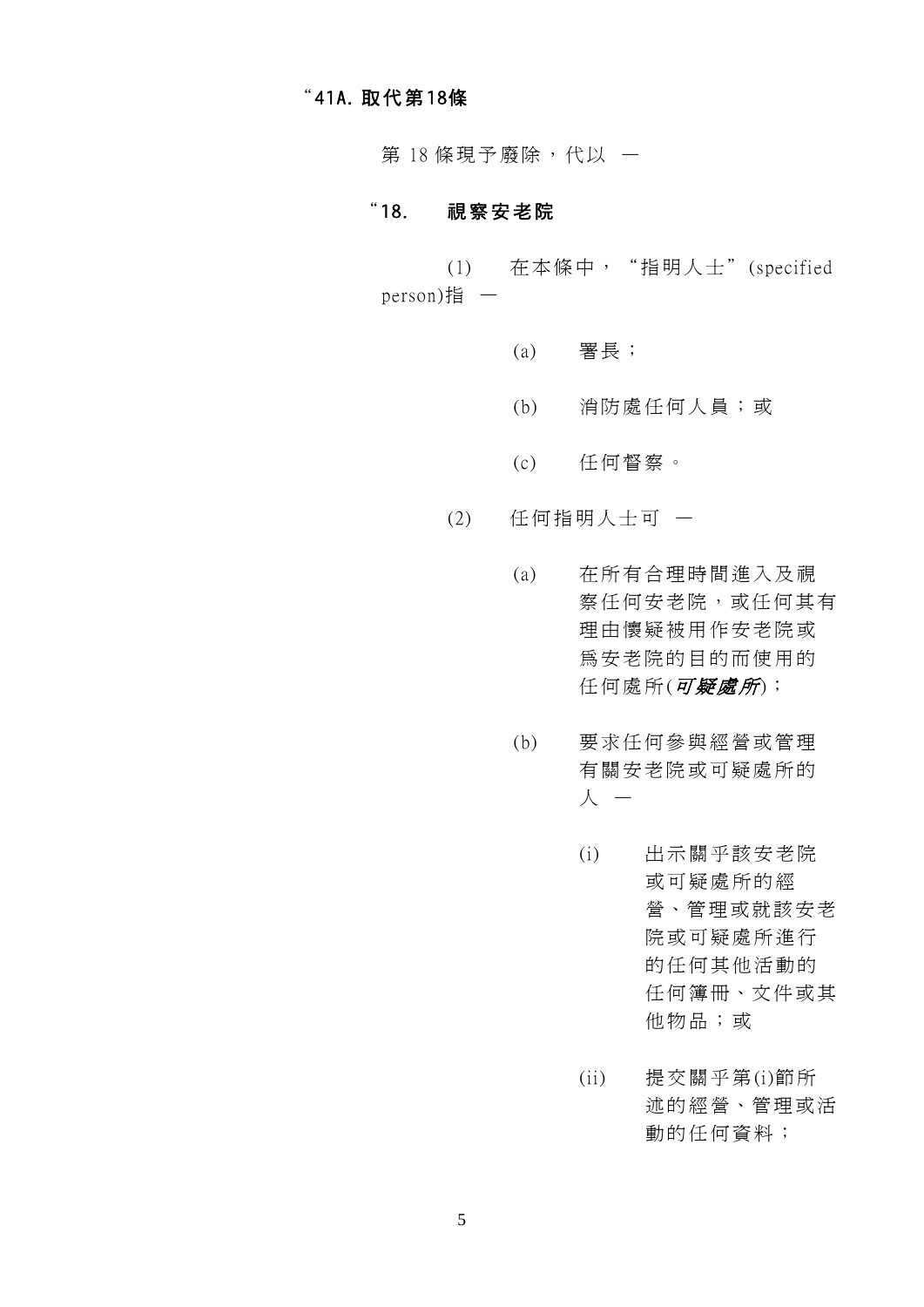**“41A. 取代第18條**

第 18 條現予廢除，代以 —

**“18. 視察安老院**

(1) 在本條中，“指明人士”(specified person)指 —

(a) 署長；

(b) 消防處任何人員；或

(c) 任何督察。

(2) 任何指明人士可 —

(a) 在所有合理時間進入及視察任何安老院，或任何其有理由懷疑被用作安老院或爲安老院的目的而使用的任何處所(***可疑處所***)；

(b) 要求任何參與經營或管理有關安老院或可疑處所的人 —

(i) 出示關乎該安老院或可疑處所的經營、管理或就該安老院或可疑處所進行的任何其他活動的任何簿冊、文件或其他物品；或

(ii) 提交關乎第(i)節所述的經營、管理或活動的任何資料；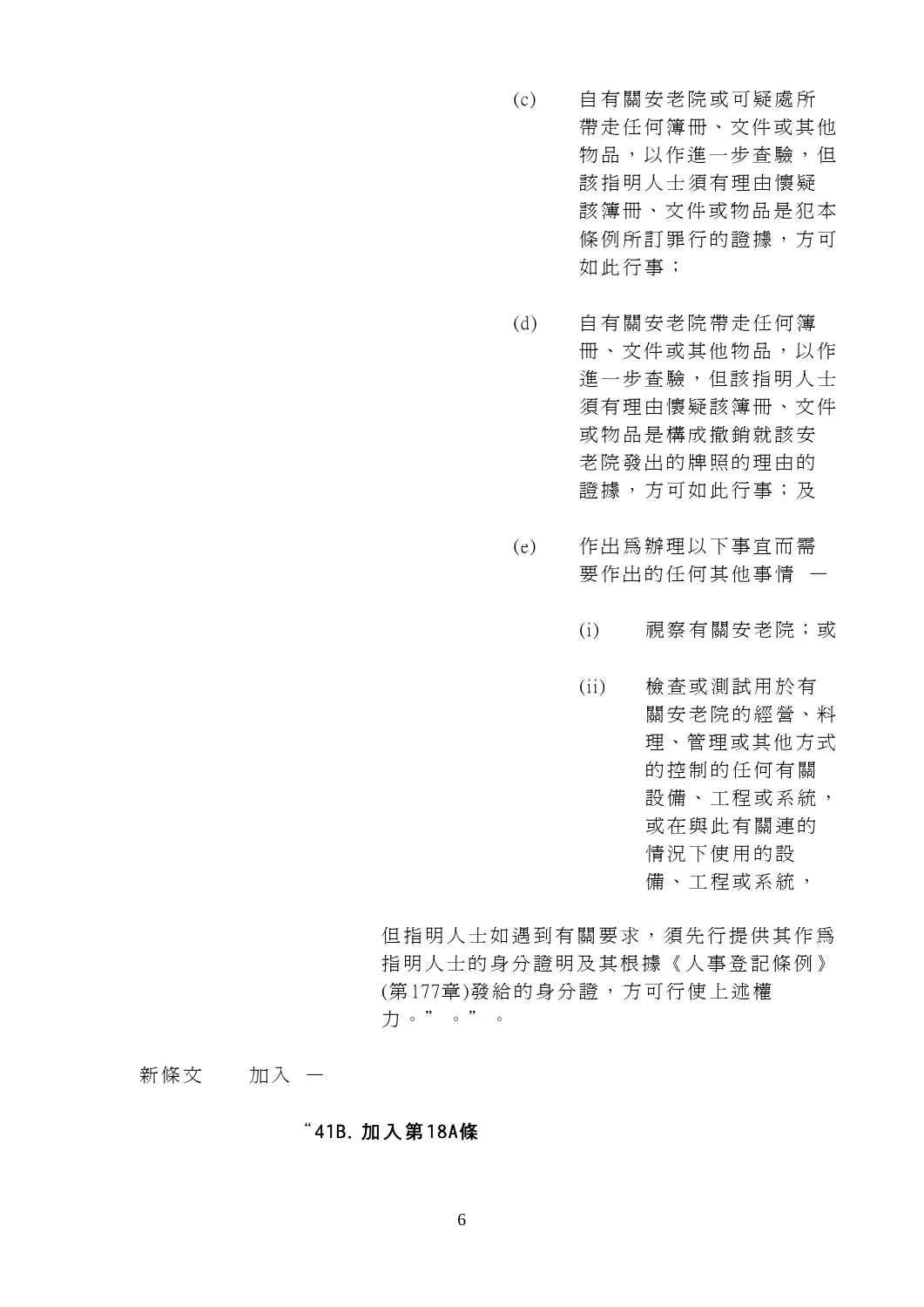(c) 自有關安老院或可疑處所帶走任何簿冊、文件或其他物品，以作進一步查驗，但該指明人士須有理由懷疑該簿冊、文件或物品是犯本條例所訂罪行的證據，方可如此行事；

(d) 自有關安老院帶走任何簿冊、文件或其他物品，以作進一步查驗，但該指明人士須有理由懷疑該簿冊、文件或物品是構成撤銷就該安老院發出的牌照的理由的證據，方可如此行事；及

(e) 作出為辦理以下事宜而需要作出的任何其他事情 —

(i) 視察有關安老院；或

(ii) 檢查或測試用於有關安老院的經營、料理、管理或其他方式的控制的任何有關設備、工程或系統，或在與此有關連的情況下使用的設備、工程或系統，

但指明人士如遇到有關要求，須先行提供其作為指明人士的身分證明及其根據《人事登記條例》(第177章)發給的身分證，方可行使上述權力。”。”。

新條文　加入 —

**“41B. 加入第18A條**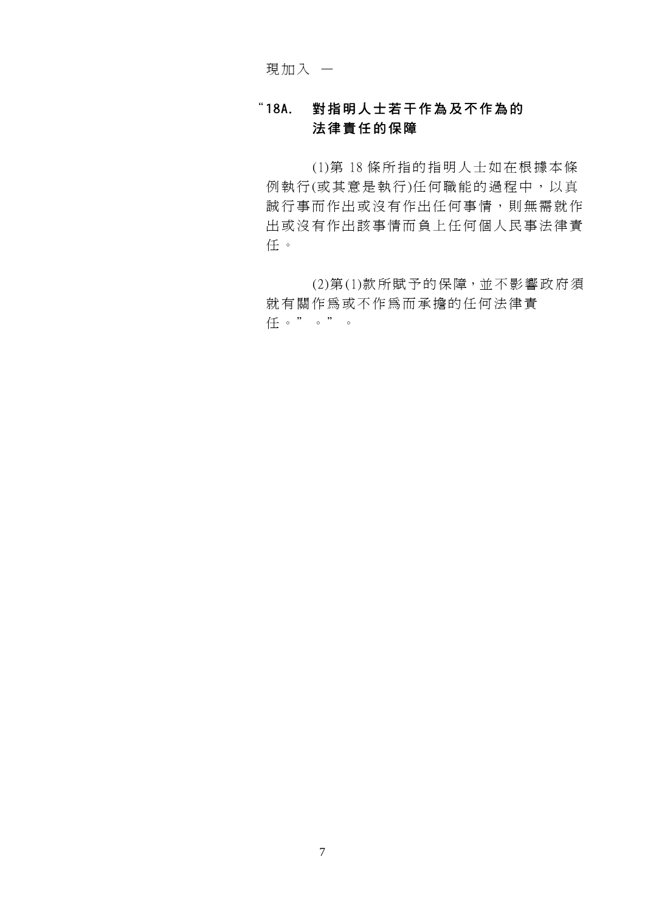現加入 —

**"18A. 對指明人士若干作為及不作為的法律責任的保障**

(1)第 18 條所指的指明人士如在根據本條例執行(或其意是執行)任何職能的過程中，以真誠行事而作出或沒有作出任何事情，則無需就作出或沒有作出該事情而負上任何個人民事法律責任。

(2)第(1)款所賦予的保障，並不影響政府須就有關作爲或不作爲而承擔的任何法律責任。"。"。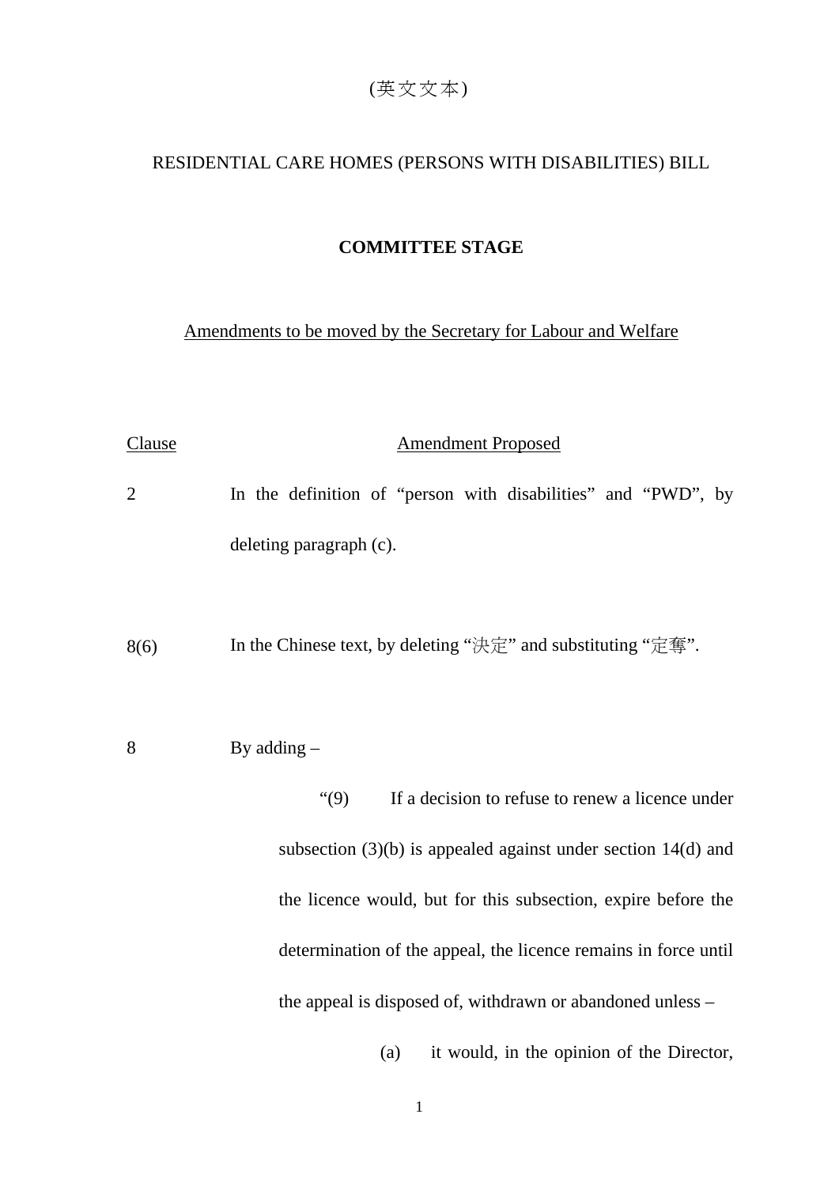(英文文本)

RESIDENTIAL CARE HOMES (PERSONS WITH DISABILITIES) BILL

**COMMITTEE STAGE**

Amendments to be moved by the Secretary for Labour and Welfare

| Clause | Amendment Proposed |
| --- | --- |
| 2 | In the definition of “person with disabilities” and “PWD”, by deleting paragraph (c). |
| 8(6) | In the Chinese text, by deleting “決定” and substituting “定奪”. |
| 8 | By adding – |

> “(9) If a decision to refuse to renew a licence under subsection (3)(b) is appealed against under section 14(d) and the licence would, but for this subsection, expire before the determination of the appeal, the licence remains in force until the appeal is disposed of, withdrawn or abandoned unless –
>
> (a) it would, in the opinion of the Director,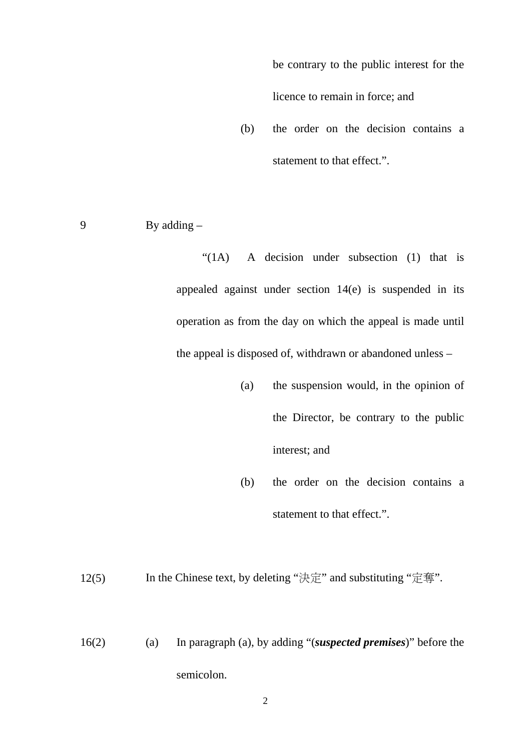be contrary to the public interest for the licence to remain in force; and

(b) the order on the decision contains a statement to that effect.”.

9 By adding –

“(1A) A decision under subsection (1) that is appealed against under section 14(e) is suspended in its operation as from the day on which the appeal is made until the appeal is disposed of, withdrawn or abandoned unless –

(a) the suspension would, in the opinion of the Director, be contrary to the public interest; and

(b) the order on the decision contains a statement to that effect.”.

12(5) In the Chinese text, by deleting “決定” and substituting “定奪”.

16(2) (a) In paragraph (a), by adding “(***suspected premises***)” before the semicolon.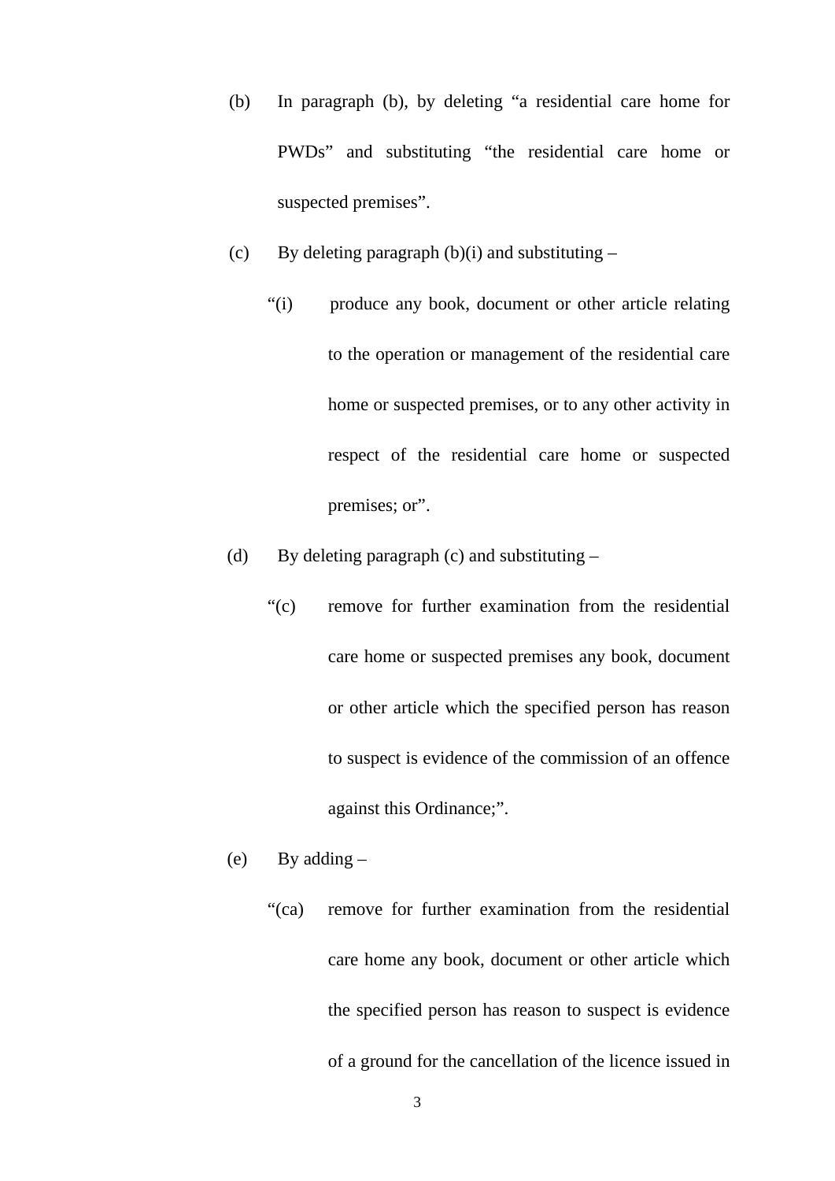(b) In paragraph (b), by deleting “a residential care home for PWDs” and substituting “the residential care home or suspected premises”.

(c) By deleting paragraph (b)(i) and substituting –

> “(i) produce any book, document or other article relating to the operation or management of the residential care home or suspected premises, or to any other activity in respect of the residential care home or suspected premises; or”.

(d) By deleting paragraph (c) and substituting –

> “(c) remove for further examination from the residential care home or suspected premises any book, document or other article which the specified person has reason to suspect is evidence of the commission of an offence against this Ordinance;”.

(e) By adding –

> “(ca) remove for further examination from the residential care home any book, document or other article which the specified person has reason to suspect is evidence of a ground for the cancellation of the licence issued in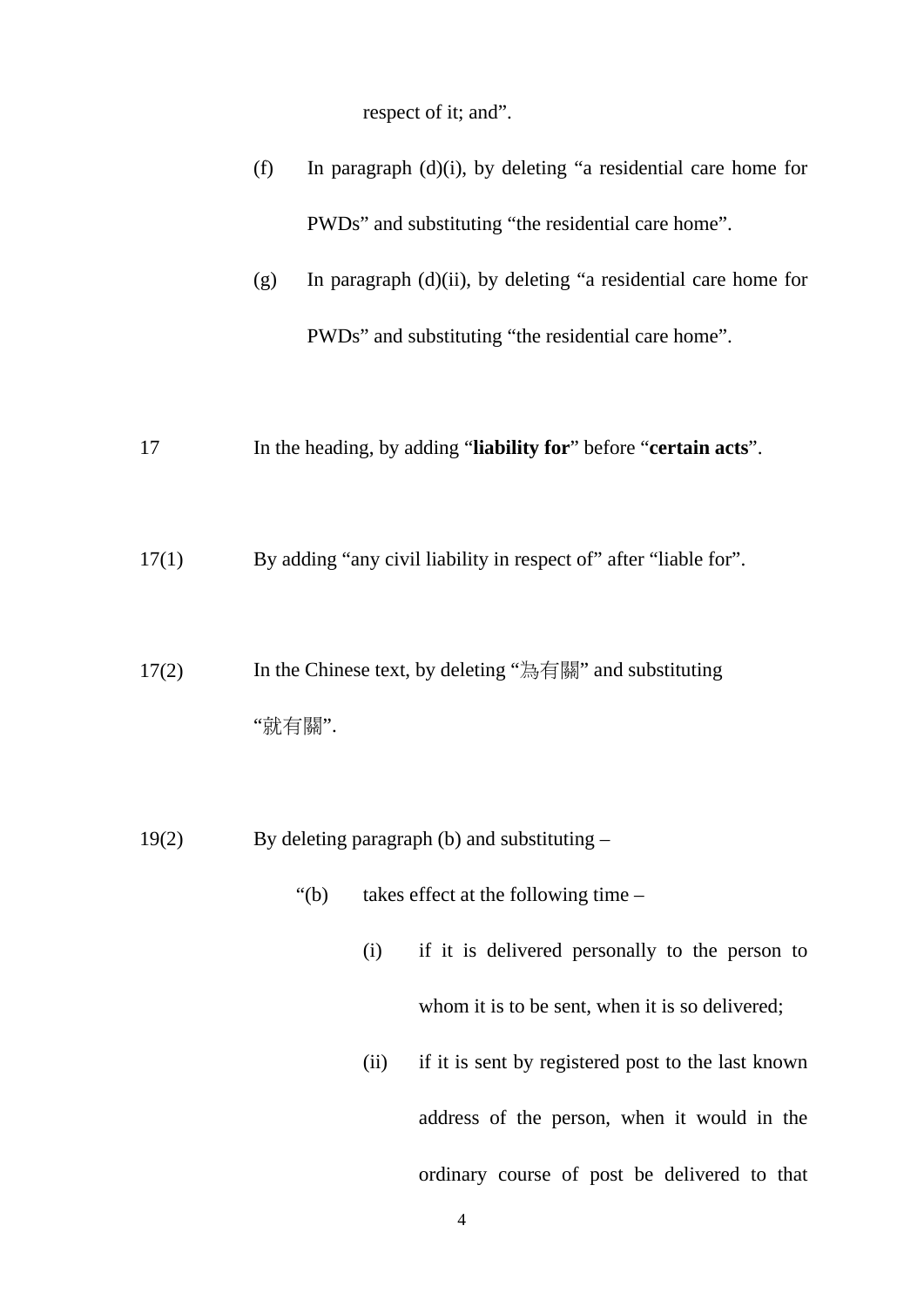respect of it; and”.

(f) In paragraph (d)(i), by deleting “a residential care home for PWDs” and substituting “the residential care home”.

(g) In paragraph (d)(ii), by deleting “a residential care home for PWDs” and substituting “the residential care home”.

17 In the heading, by adding “**liability for**” before “**certain acts**”.

17(1) By adding “any civil liability in respect of” after “liable for”.

17(2) In the Chinese text, by deleting “為有關” and substituting “就有關”.

19(2) By deleting paragraph (b) and substituting –

“(b) takes effect at the following time –

(i) if it is delivered personally to the person to whom it is to be sent, when it is so delivered;

(ii) if it is sent by registered post to the last known address of the person, when it would in the ordinary course of post be delivered to that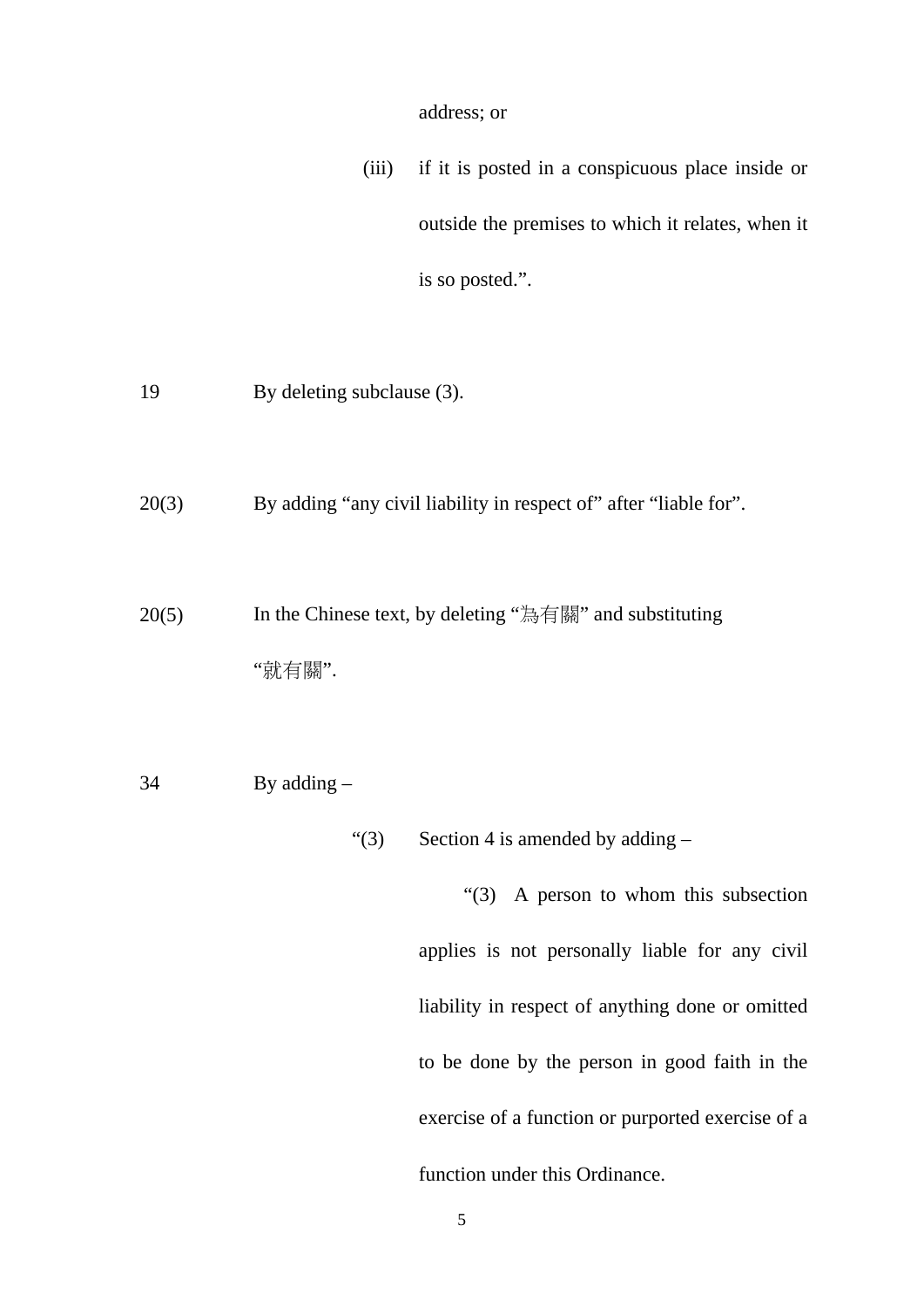address; or

(iii) if it is posted in a conspicuous place inside or outside the premises to which it relates, when it is so posted.”.

19 By deleting subclause (3).

20(3) By adding “any civil liability in respect of” after “liable for”.

20(5) In the Chinese text, by deleting “為有關” and substituting “就有關”.

34 By adding –

“(3) Section 4 is amended by adding –

“(3) A person to whom this subsection applies is not personally liable for any civil liability in respect of anything done or omitted to be done by the person in good faith in the exercise of a function or purported exercise of a function under this Ordinance.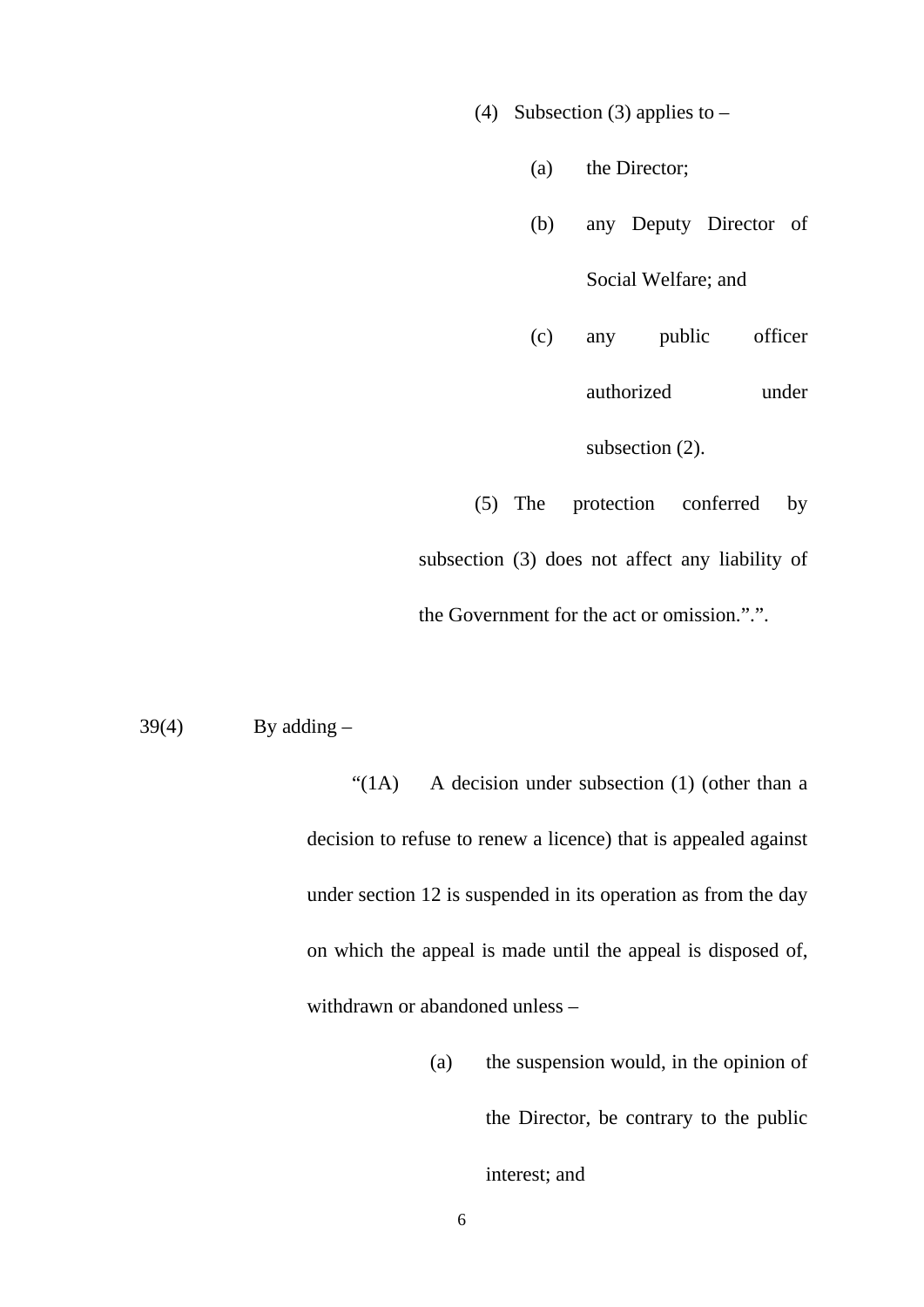(4) Subsection (3) applies to –

(a) the Director;

(b) any Deputy Director of Social Welfare; and

(c) any public officer authorized under subsection (2).

(5) The protection conferred by subsection (3) does not affect any liability of the Government for the act or omission.".".

39(4) By adding –

"(1A) A decision under subsection (1) (other than a decision to refuse to renew a licence) that is appealed against under section 12 is suspended in its operation as from the day on which the appeal is made until the appeal is disposed of, withdrawn or abandoned unless –

(a) the suspension would, in the opinion of the Director, be contrary to the public interest; and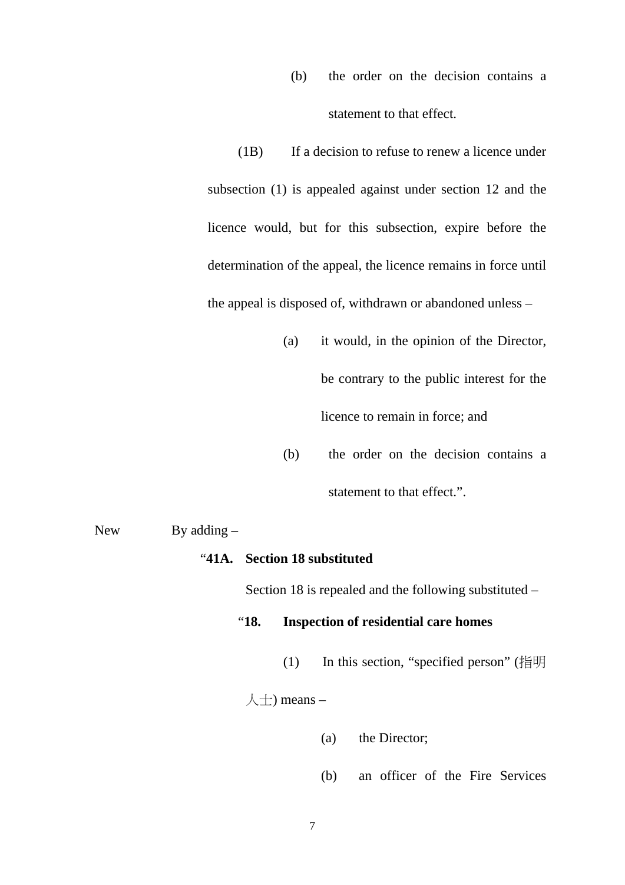(b) the order on the decision contains a statement to that effect.

(1B) If a decision to refuse to renew a licence under subsection (1) is appealed against under section 12 and the licence would, but for this subsection, expire before the determination of the appeal, the licence remains in force until the appeal is disposed of, withdrawn or abandoned unless –

(a) it would, in the opinion of the Director, be contrary to the public interest for the licence to remain in force; and

(b) the order on the decision contains a statement to that effect.”.

New By adding –

“**41A. Section 18 substituted**

Section 18 is repealed and the following substituted –

“**18. Inspection of residential care homes**

(1) In this section, “specified person” (指明人士) means –

(a) the Director;

(b) an officer of the Fire Services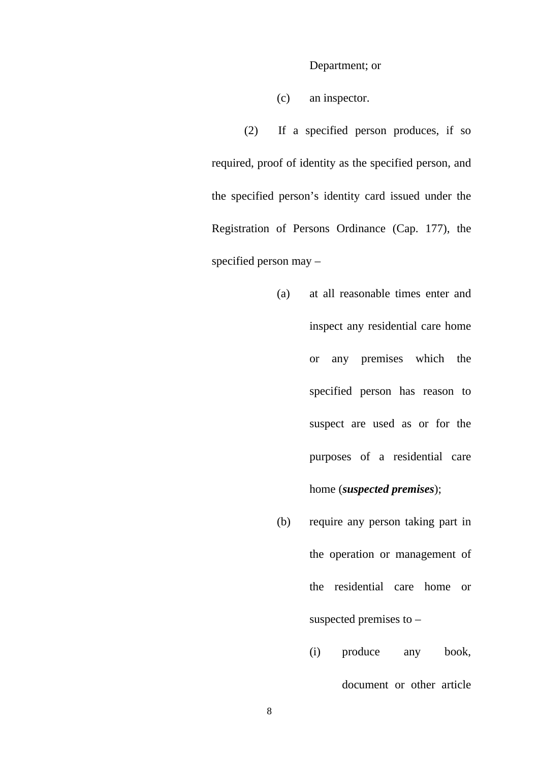Department; or

(c) an inspector.

(2) If a specified person produces, if so required, proof of identity as the specified person, and the specified person's identity card issued under the Registration of Persons Ordinance (Cap. 177), the specified person may –

(a) at all reasonable times enter and inspect any residential care home or any premises which the specified person has reason to suspect are used as or for the purposes of a residential care home (***suspected premises***);

(b) require any person taking part in the operation or management of the residential care home or suspected premises to –

(i) produce any book, document or other article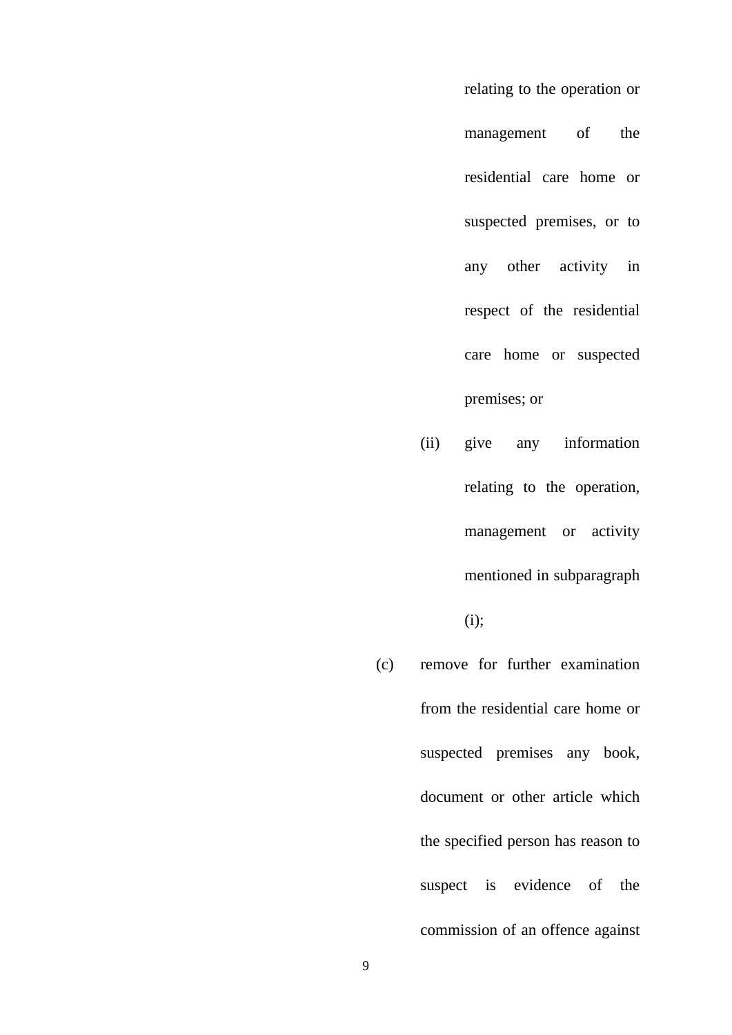relating to the operation or management of the residential care home or suspected premises, or to any other activity in respect of the residential care home or suspected premises; or

(ii) give any information relating to the operation, management or activity mentioned in subparagraph (i);

(c) remove for further examination from the residential care home or suspected premises any book, document or other article which the specified person has reason to suspect is evidence of the commission of an offence against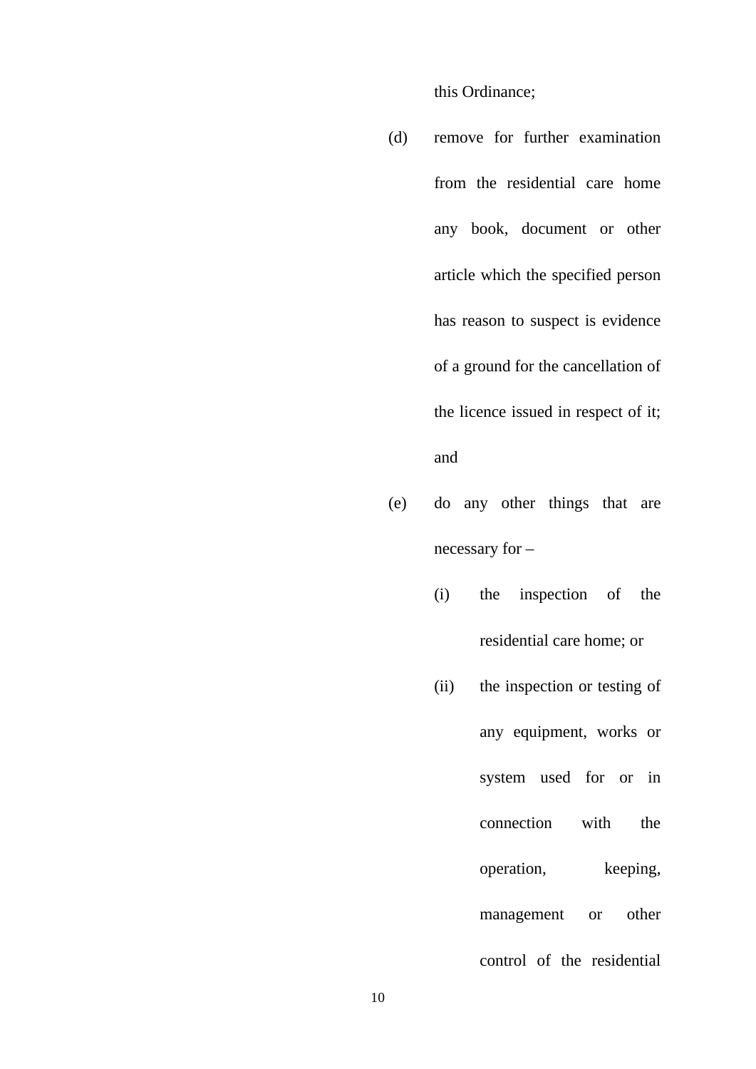this Ordinance;

(d) remove for further examination from the residential care home any book, document or other article which the specified person has reason to suspect is evidence of a ground for the cancellation of the licence issued in respect of it; and

(e) do any other things that are necessary for –

    (i) the inspection of the residential care home; or

    (ii) the inspection or testing of any equipment, works or system used for or in connection with the operation, keeping, management or other control of the residential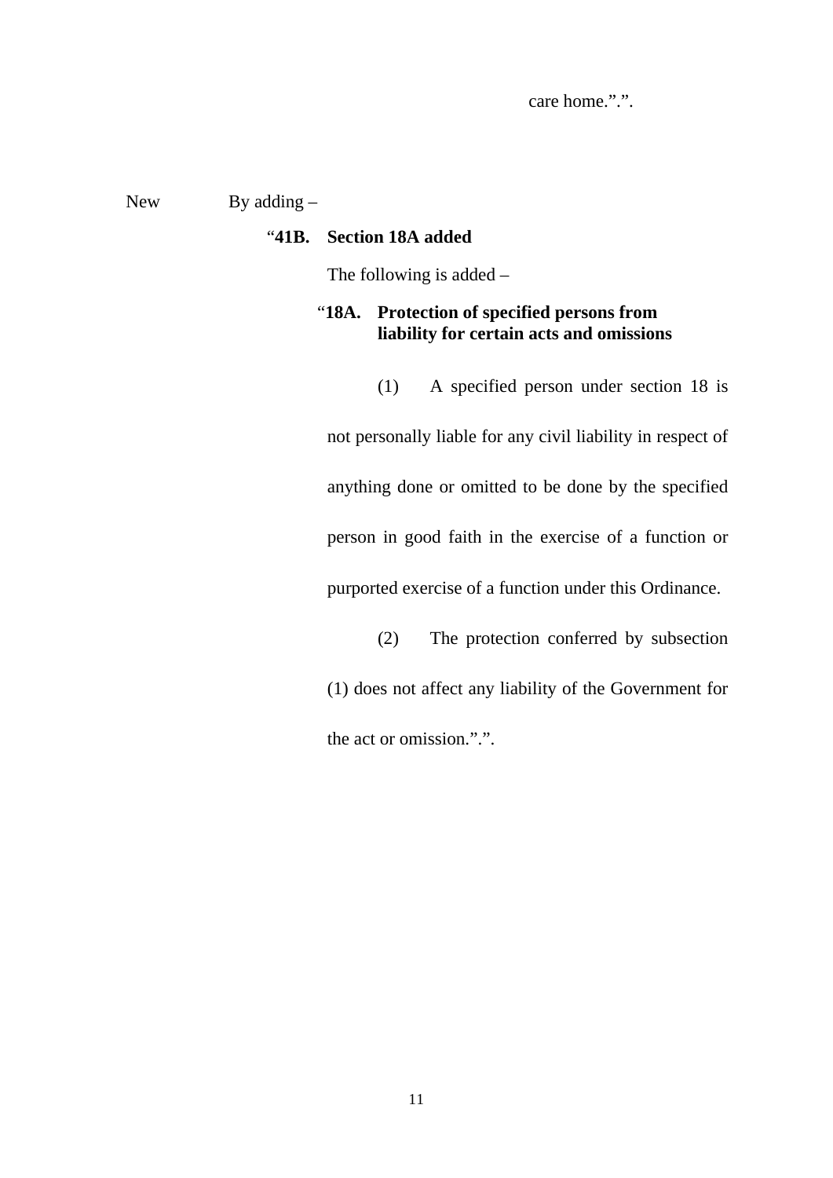care home.".".

New By adding –

"**41B. Section 18A added**

The following is added –

"**18A. Protection of specified persons from liability for certain acts and omissions**

(1) A specified person under section 18 is not personally liable for any civil liability in respect of anything done or omitted to be done by the specified person in good faith in the exercise of a function or purported exercise of a function under this Ordinance.

(2) The protection conferred by subsection (1) does not affect any liability of the Government for the act or omission.".".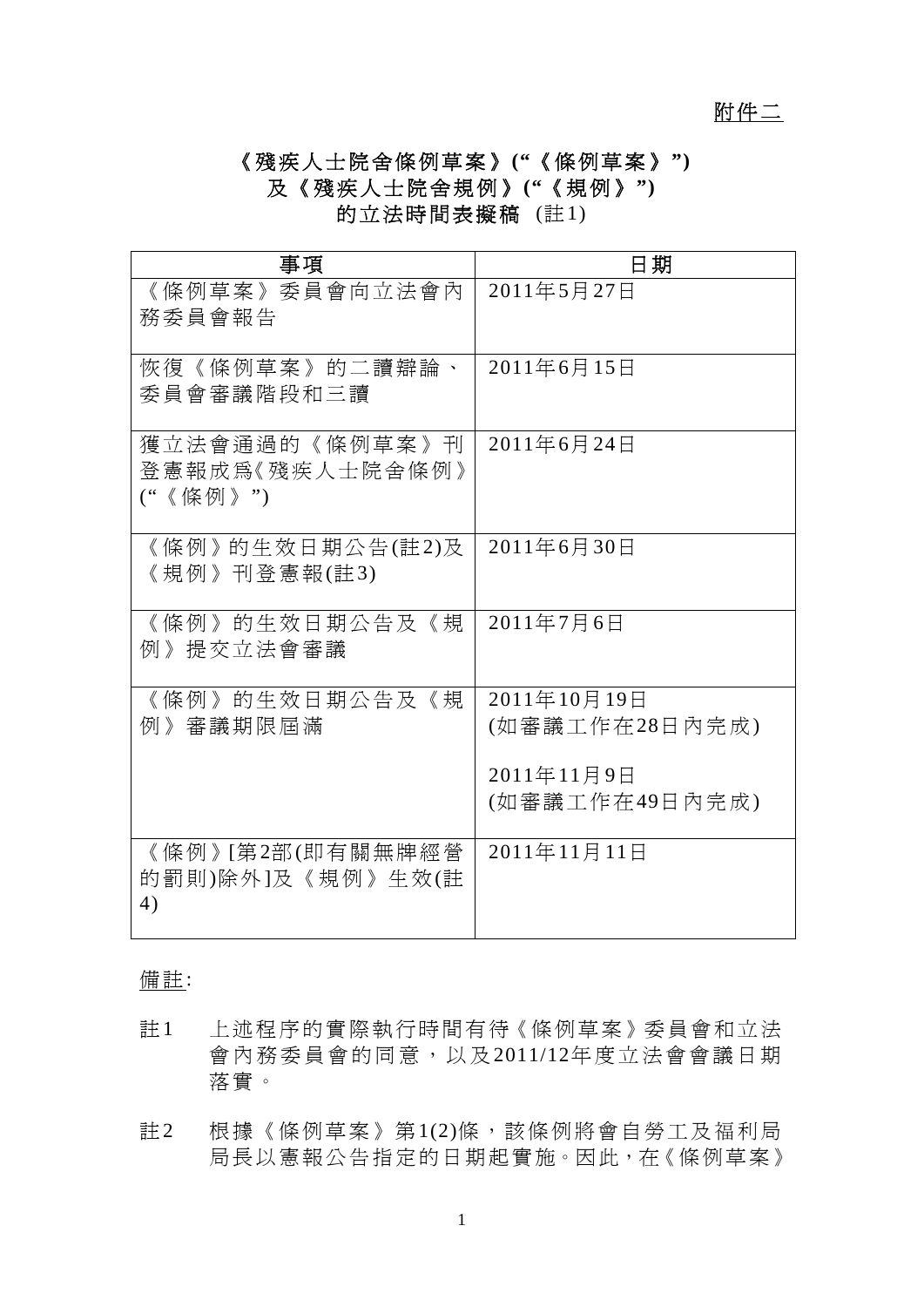附件二

# 《殘疾人士院舍條例草案》("《條例草案》") 及《殘疾人士院舍規例》("《規例》") 的立法時間表擬稿 (註1)

| 事項 | 日期 |
|---|---|
| 《條例草案》委員會向立法會內務委員會報告 | 2011年5月27日 |
| 恢復《條例草案》的二讀辯論、委員會審議階段和三讀 | 2011年6月15日 |
| 獲立法會通過的《條例草案》刊登憲報成爲《殘疾人士院舍條例》("《條例》") | 2011年6月24日 |
| 《條例》的生效日期公告(註2)及《規例》刊登憲報(註3) | 2011年6月30日 |
| 《條例》的生效日期公告及《規例》提交立法會審議 | 2011年7月6日 |
| 《條例》的生效日期公告及《規例》審議期限屆滿 | 2011年10月19日<br>(如審議工作在28日內完成)<br><br>2011年11月9日<br>(如審議工作在49日內完成) |
| 《條例》[第2部(即有關無牌經營的罰則)除外]及《規例》生效(註4) | 2011年11月11日 |

備註:

註1　上述程序的實際執行時間有待《條例草案》委員會和立法會內務委員會的同意，以及2011/12年度立法會會議日期落實。

註2　根據《條例草案》第1(2)條，該條例將會自勞工及福利局局長以憲報公告指定的日期起實施。因此，在《條例草案》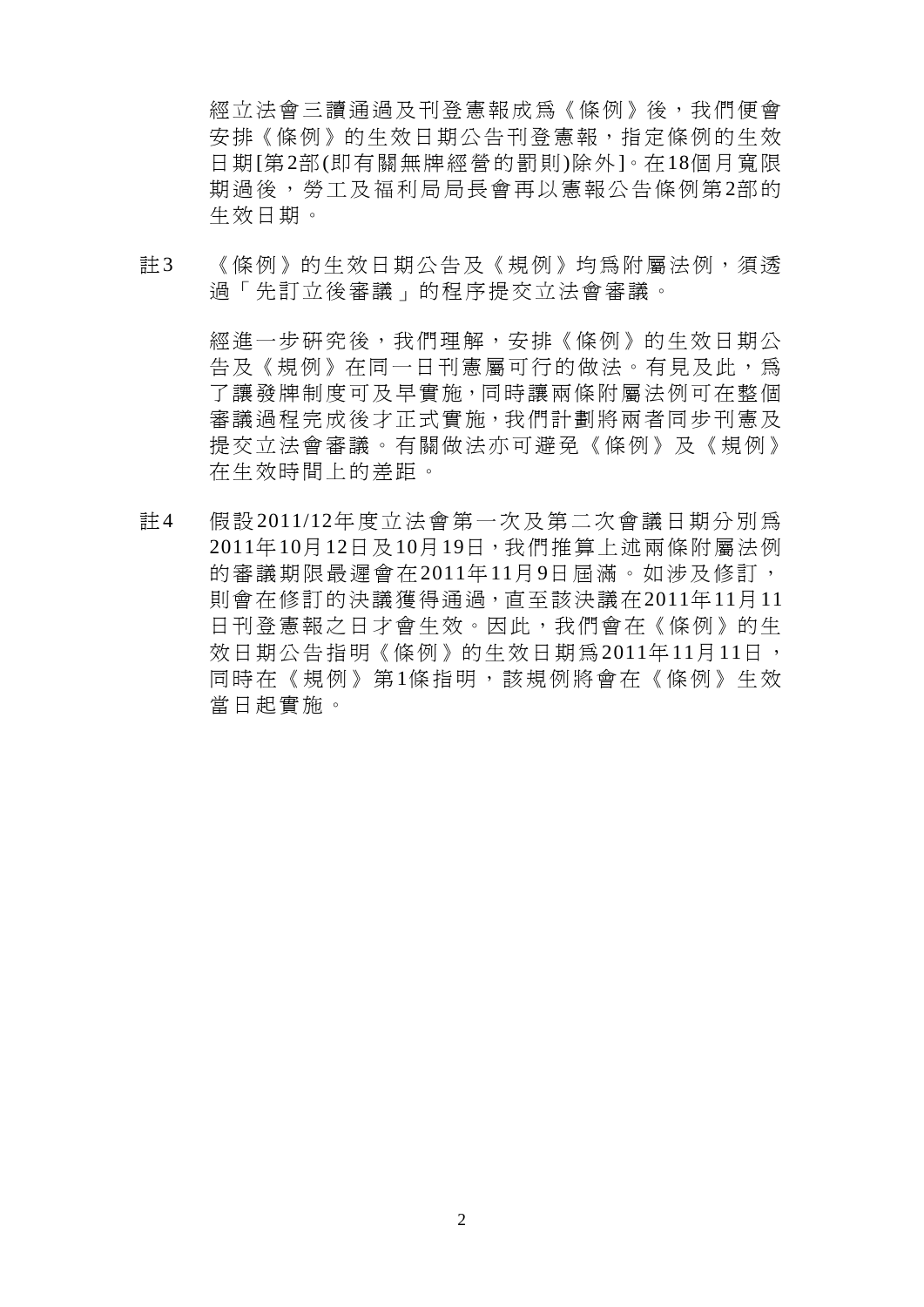經立法會三讀通過及刊登憲報成爲《條例》後，我們便會安排《條例》的生效日期公告刊登憲報，指定條例的生效日期[第2部(即有關無牌經營的罰則)除外]。在18個月寬限期過後，勞工及福利局局長會再以憲報公告條例第2部的生效日期。

註3　《條例》的生效日期公告及《規例》均爲附屬法例，須透過「先訂立後審議」的程序提交立法會審議。

經進一步研究後，我們理解，安排《條例》的生效日期公告及《規例》在同一日刊憲屬可行的做法。有見及此，爲了讓發牌制度可及早實施，同時讓兩條附屬法例可在整個審議過程完成後才正式實施，我們計劃將兩者同步刊憲及提交立法會審議。有關做法亦可避免《條例》及《規例》在生效時間上的差距。

註4　假設2011/12年度立法會第一次及第二次會議日期分別爲2011年10月12日及10月19日，我們推算上述兩條附屬法例的審議期限最遲會在2011年11月9日屆滿。如涉及修訂，則會在修訂的決議獲得通過，直至該決議在2011年11月11日刊登憲報之日才會生效。因此，我們會在《條例》的生效日期公告指明《條例》的生效日期爲2011年11月11日，同時在《規例》第1條指明，該規例將會在《條例》生效當日起實施。